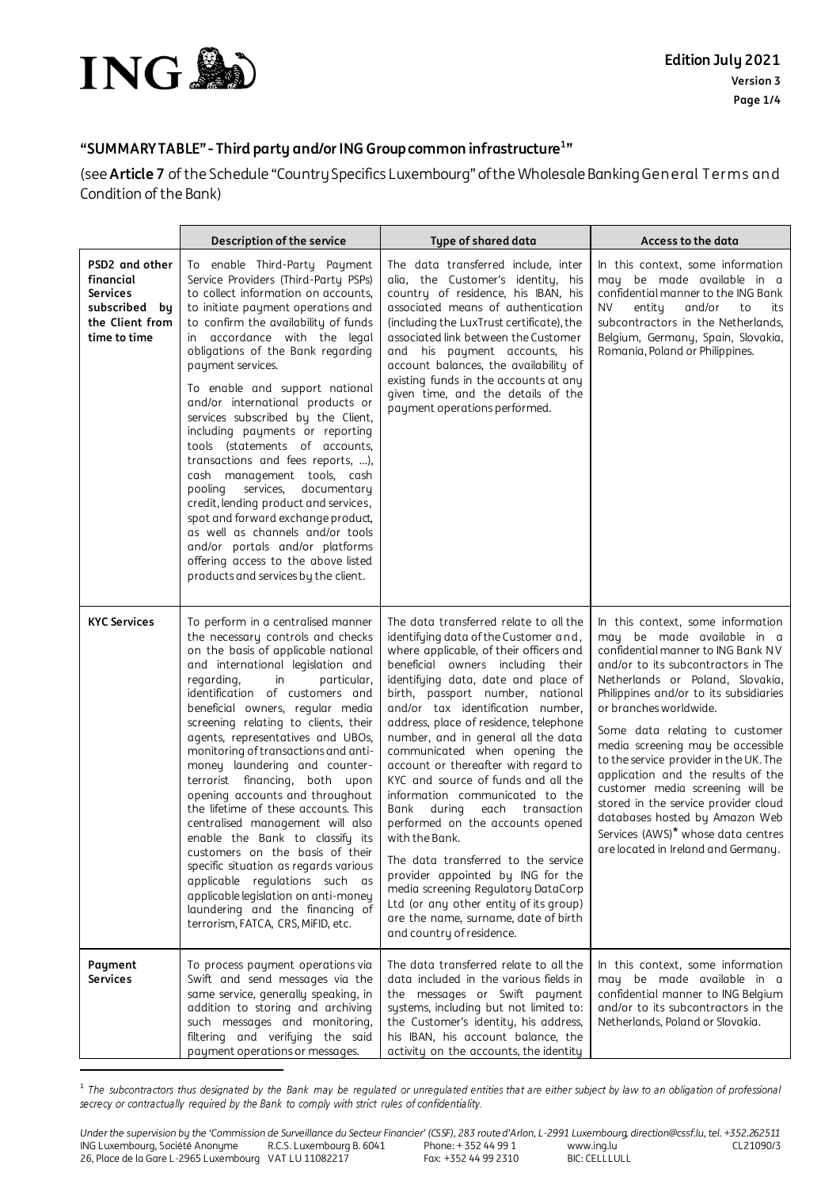## "SUMMARY TABLE" - Third party and/or ING Group common infrastructure[1]"

(see **Article 7** of the Schedule "Country Specifics Luxembourg" of the Wholesale Banking General Terms and Condition of the Bank)

| | Description of the service | Type of shared data | Access to the data |
|---|---|---|---|
| **PSD2 and other financial Services subscribed by the Client from time to time** | To enable Third-Party Payment Service Providers (Third-Party PSPs) to collect information on accounts, to initiate payment operations and to confirm the availability of funds in accordance with the legal obligations of the Bank regarding payment services.<br><br>To enable and support national and/or international products or services subscribed by the Client, including payments or reporting tools (statements of accounts, transactions and fees reports, ...), cash management tools, cash pooling services, documentary credit, lending product and services, spot and forward exchange product, as well as channels and/or tools and/or portals and/or platforms offering access to the above listed products and services by the client. | The data transferred include, inter alia, the Customer's identity, his country of residence, his IBAN, his associated means of authentication (including the LuxTrust certificate), the associated link between the Customer and his payment accounts, his account balances, the availability of existing funds in the accounts at any given time, and the details of the payment operations performed. | In this context, some information may be made available in a confidential manner to the ING Bank NV entity and/or to its subcontractors in the Netherlands, Belgium, Germany, Spain, Slovakia, Romania, Poland or Philippines. |
| **KYC Services** | To perform in a centralised manner the necessary controls and checks on the basis of applicable national and international legislation and regarding, in particular, identification of customers and beneficial owners, regular media screening relating to clients, their agents, representatives and UBOs, monitoring of transactions and anti-money laundering and counter-terrorist financing, both upon opening accounts and throughout the lifetime of these accounts. This centralised management will also enable the Bank to classify its customers on the basis of their specific situation as regards various applicable regulations such as applicable legislation on anti-money laundering and the financing of terrorism, FATCA, CRS, MiFID, etc. | The data transferred relate to all the identifying data of the Customer and, where applicable, of their officers and beneficial owners including their identifying data, date and place of birth, passport number, national and/or tax identification number, address, place of residence, telephone number, and in general all the data communicated when opening the account or thereafter with regard to KYC and source of funds and all the information communicated to the Bank during each transaction performed on the accounts opened with the Bank.<br><br>The data transferred to the service provider appointed by ING for the media screening Regulatory DataCorp Ltd (or any other entity of its group) are the name, surname, date of birth and country of residence. | In this context, some information may be made available in a confidential manner to ING Bank NV and/or to its subcontractors in The Netherlands or Poland, Slovakia, Philippines and/or to its subsidiaries or branches worldwide.<br><br>Some data relating to customer media screening may be accessible to the service provider in the UK. The application and the results of the customer media screening will be stored in the service provider cloud databases hosted by Amazon Web Services (AWS)* whose data centres are located in Ireland and Germany. |
| **Payment Services** | To process payment operations via Swift and send messages via the same service, generally speaking, in addition to storing and archiving such messages and monitoring, filtering and verifying the said payment operations or messages. | The data transferred relate to all the data included in the various fields in the messages or Swift payment systems, including but not limited to: the Customer's identity, his address, his IBAN, his account balance, the activity on the accounts, the identity | In this context, some information may be made available in a confidential manner to ING Belgium and/or to its subcontractors in the Netherlands, Poland or Slovakia. |

[1] *The subcontractors thus designated by the Bank may be regulated or unregulated entities that are either subject by law to an obligation of professional secrecy or contractually required by the Bank to comply with strict rules of confidentiality.*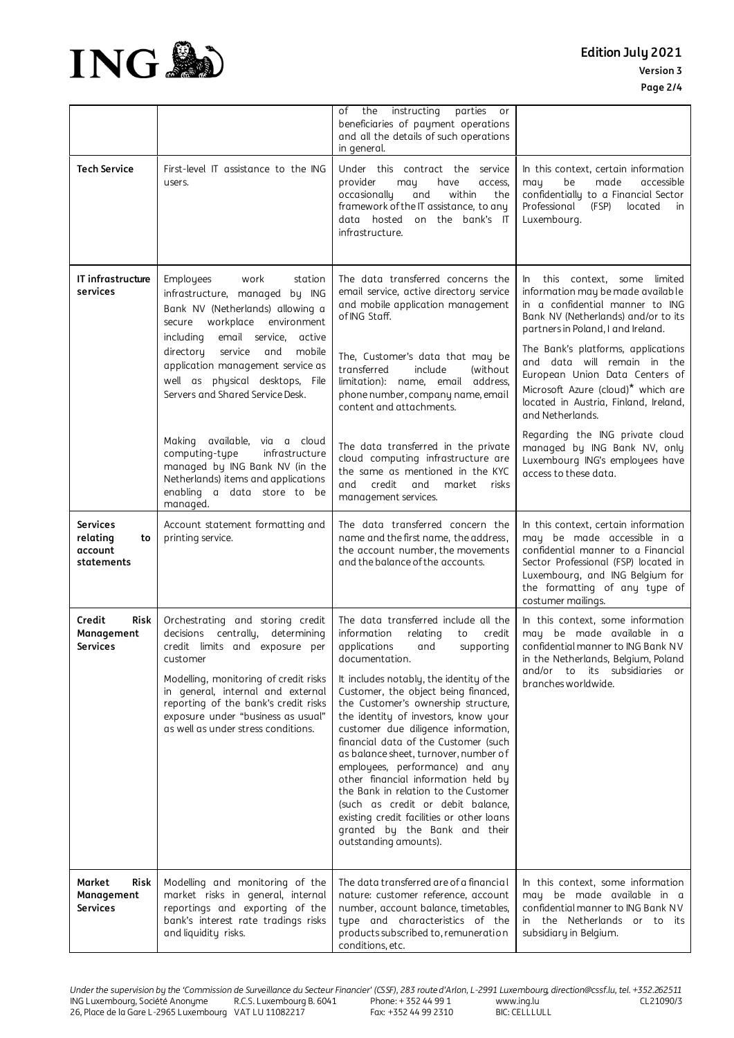| | | | |
|---|---|---|---|
| | | of the instructing parties or beneficiaries of payment operations and all the details of such operations in general. | |
| **Tech Service** | First-level IT assistance to the ING users. | Under this contract the service provider may have access, occasionally and within the framework of the IT assistance, to any data hosted on the bank's IT infrastructure. | In this context, certain information may be made accessible confidentially to a Financial Sector Professional (FSP) located in Luxembourg. |
| **IT infrastructure services** | Employees work station infrastructure, managed by ING Bank NV (Netherlands) allowing a secure workplace environment including email service, active directory service and mobile application management service as well as physical desktops, File Servers and Shared Service Desk.<br><br>Making available, via a cloud computing-type infrastructure managed by ING Bank NV (in the Netherlands) items and applications enabling a data store to be managed. | The data transferred concerns the email service, active directory service and mobile application management of ING Staff.<br><br>The, Customer's data that may be transferred include (without limitation): name, email address, phone number, company name, email content and attachments.<br><br>The data transferred in the private cloud computing infrastructure are the same as mentioned in the KYC and credit and market risks management services. | In this context, some limited information may be made available in a confidential manner to ING Bank NV (Netherlands) and/or to its partners in Poland, I and Ireland.<br><br>The Bank's platforms, applications and data will remain in the European Union Data Centers of Microsoft Azure (cloud)* which are located in Austria, Finland, Ireland, and Netherlands.<br><br>Regarding the ING private cloud managed by ING Bank NV, only Luxembourg ING's employees have access to these data. |
| **Services relating to account statements** | Account statement formatting and printing service. | The data transferred concern the name and the first name, the address, the account number, the movements and the balance of the accounts. | In this context, certain information may be made accessible in a confidential manner to a Financial Sector Professional (FSP) located in Luxembourg, and ING Belgium for the formatting of any type of costumer mailings. |
| **Credit Risk Management Services** | Orchestrating and storing credit decisions centrally, determining credit limits and exposure per customer<br><br>Modelling, monitoring of credit risks in general, internal and external reporting of the bank's credit risks exposure under "business as usual" as well as under stress conditions. | The data transferred include all the information relating to credit applications and supporting documentation.<br><br>It includes notably, the identity of the Customer, the object being financed, the Customer's ownership structure, the identity of investors, know your customer due diligence information, financial data of the Customer (such as balance sheet, turnover, number of employees, performance) and any other financial information held by the Bank in relation to the Customer (such as credit or debit balance, existing credit facilities or other loans granted by the Bank and their outstanding amounts). | In this context, some information may be made available in a confidential manner to ING Bank NV in the Netherlands, Belgium, Poland and/or to its subsidiaries or branches worldwide. |
| **Market Risk Management Services** | Modelling and monitoring of the market risks in general, internal reportings and exporting of the bank's interest rate tradings risks and liquidity risks. | The data transferred are of a financial nature: customer reference, account number, account balance, timetables, type and characteristics of the products subscribed to, remuneration conditions, etc. | In this context, some information may be made available in a confidential manner to ING Bank NV in the Netherlands or to its subsidiary in Belgium. |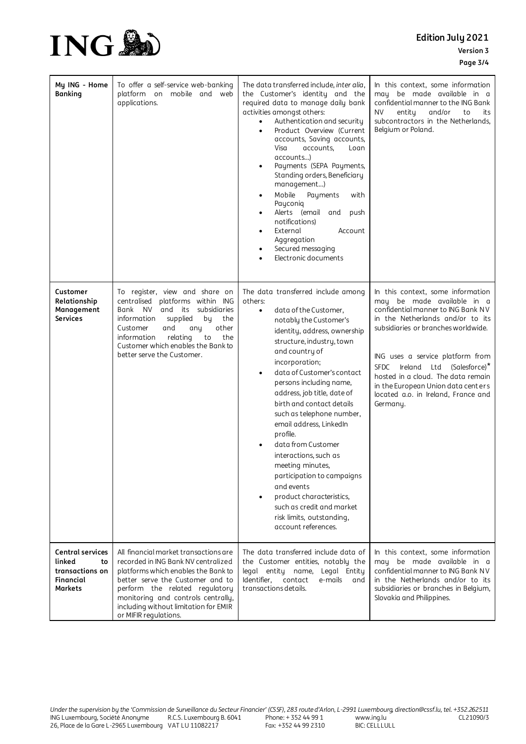| | | | |
|---|---|---|---|
| **My ING - Home Banking** | To offer a self-service web-banking platform on mobile and web applications. | The data transferred include, *inter alia*, the Customer's identity and the required data to manage daily bank activities amongst others:<br>• Authentication and security<br>• Product Overview (Current accounts, Saving accounts, Visa accounts, Loan accounts…)<br>• Payments (SEPA Payments, Standing orders, Beneficiary management…)<br>• Mobile Payments with Payconiq<br>• Alerts (email and push notifications)<br>• External Account Aggregation<br>• Secured messaging<br>• Electronic documents | In this context, some information may be made available in a confidential manner to the ING Bank NV entity and/or to its subcontractors in the Netherlands, Belgium or Poland. |
| **Customer Relationship Management Services** | To register, view and share on centralised platforms within ING Bank NV and its subsidiaries information supplied by the Customer and any other information relating to the Customer which enables the Bank to better serve the Customer. | The data transferred include among others:<br>• data of the Customer, notably the Customer's identity, address, ownership structure, industry, town and country of incorporation;<br>• data of Customer's contact persons including name, address, job title, date of birth and contact details such as telephone number, email address, LinkedIn profile.<br>• data from Customer interactions, such as meeting minutes, participation to campaigns and events<br>• product characteristics, such as credit and market risk limits, outstanding, account references. | In this context, some information may be made available in a confidential manner to ING Bank NV in the Netherlands and/or to its subsidiaries or branches worldwide.<br><br>ING uses a service platform from SFDC Ireland Ltd (Salesforce)* hosted in a cloud. The data remain in the European Union data centers located a.o. in Ireland, France and Germany. |
| **Central services linked to transactions on Financial Markets** | All financial market transactions are recorded in ING Bank NV centralized platforms which enables the Bank to better serve the Customer and to perform the related regulatory monitoring and controls centrally, including without limitation for EMIR or MIFIR regulations. | The data transferred include data of the Customer entities, notably the legal entity name, Legal Entity Identifier, contact e-mails and transactions details. | In this context, some information may be made available in a confidential manner to ING Bank NV in the Netherlands and/or to its subsidiaries or branches in Belgium, Slovakia and Philippines. |

*Under the supervision by the 'Commission de Surveillance du Secteur Financier' (CSSF), 283 route d'Arlon, L-2991 Luxembourg, direction@cssf.lu, tel. +352.262511*
ING Luxembourg, Société Anonyme R.C.S. Luxembourg B. 6041 Phone: + 352 44 99 1 www.ing.lu CL21090/3
26, Place de la Gare L-2965 Luxembourg VAT LU 11082217 Fax: +352 44 99 2310 BIC: CELLLULL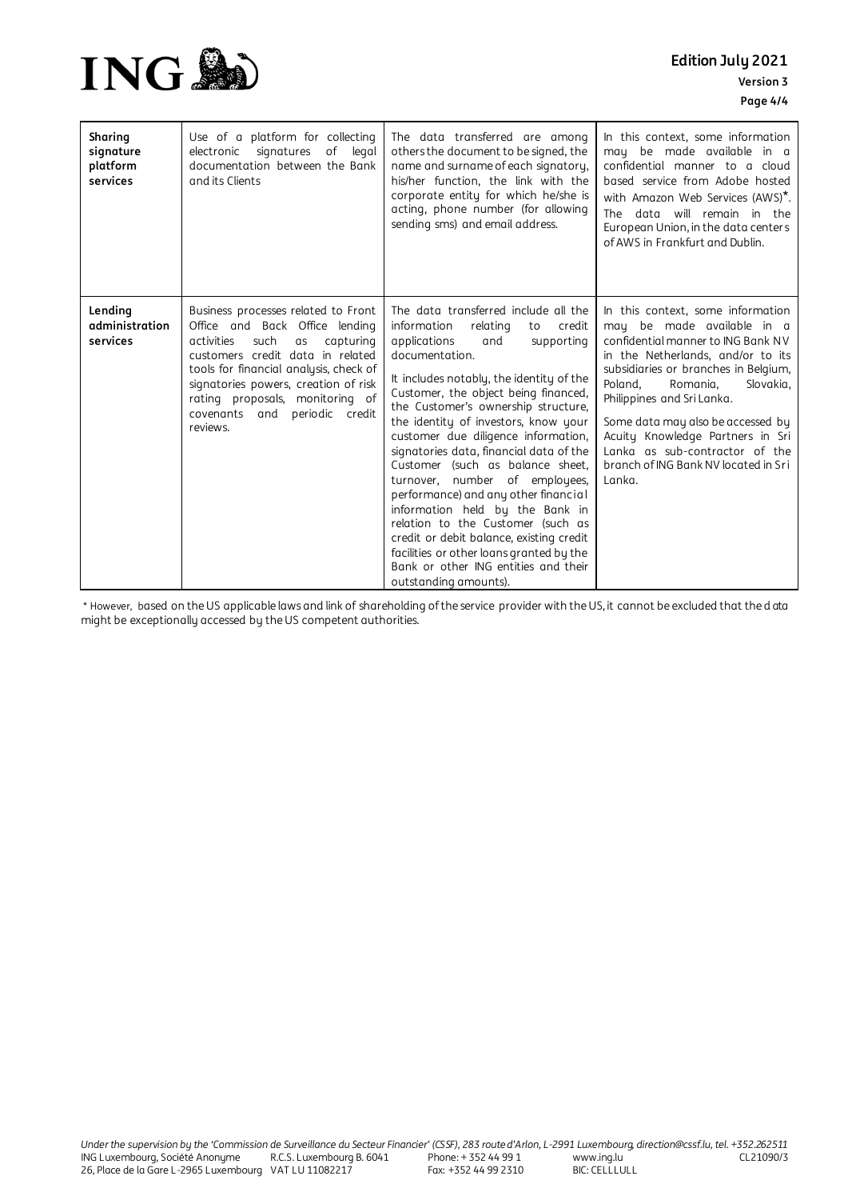| | | | |
|---|---|---|---|
| **Sharing signature platform services** | Use of a platform for collecting electronic signatures of legal documentation between the Bank and its Clients | The data transferred are among others the document to be signed, the name and surname of each signatory, his/her function, the link with the corporate entity for which he/she is acting, phone number (for allowing sending sms) and email address. | In this context, some information may be made available in a confidential manner to a cloud based service from Adobe hosted with Amazon Web Services (AWS)*. The data will remain in the European Union, in the data centers of AWS in Frankfurt and Dublin. |
| **Lending administration services** | Business processes related to Front Office and Back Office lending activities such as capturing customers credit data in related tools for financial analysis, check of signatories powers, creation of risk rating proposals, monitoring of covenants and periodic credit reviews. | The data transferred include all the information relating to credit applications and supporting documentation.<br><br>It includes notably, the identity of the Customer, the object being financed, the Customer's ownership structure, the identity of investors, know your customer due diligence information, signatories data, financial data of the Customer (such as balance sheet, turnover, number of employees, performance) and any other financial information held by the Bank in relation to the Customer (such as credit or debit balance, existing credit facilities or other loans granted by the Bank or other ING entities and their outstanding amounts). | In this context, some information may be made available in a confidential manner to ING Bank NV in the Netherlands, and/or to its subsidiaries or branches in Belgium, Poland, Romania, Slovakia, Philippines and Sri Lanka.<br><br>Some data may also be accessed by Acuity Knowledge Partners in Sri Lanka as sub-contractor of the branch of ING Bank NV located in Sri Lanka. |

* However, based on the US applicable laws and link of shareholding of the service provider with the US, it cannot be excluded that the data might be exceptionally accessed by the US competent authorities.

*Under the supervision by the 'Commission de Surveillance du Secteur Financier' (CSSF), 283 route d'Arlon, L-2991 Luxembourg, direction@cssf.lu, tel. +352.262511*

ING Luxembourg, Société Anonyme R.C.S. Luxembourg B. 6041 Phone: + 352 44 99 1 www.ing.lu CL21090/3
26, Place de la Gare L-2965 Luxembourg VAT LU 11082217 Fax: +352 44 99 2310 BIC: CELLLULL